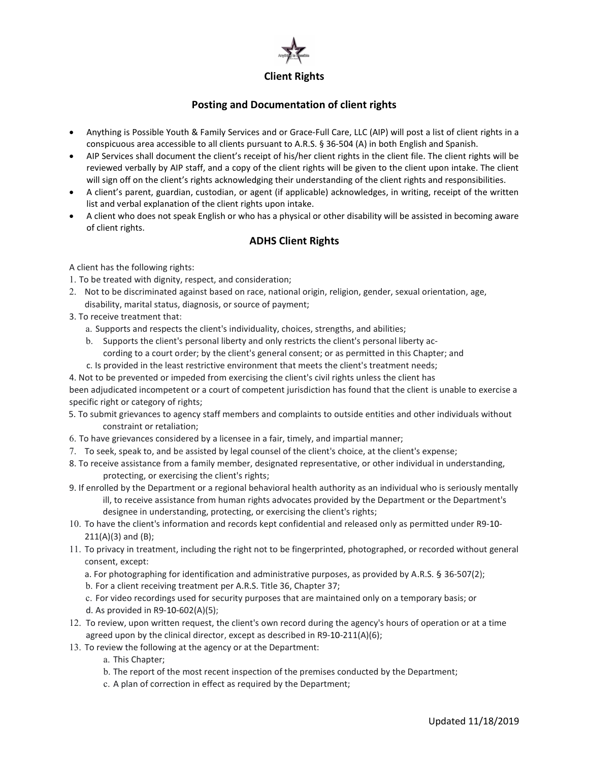# Client Rights

## Posting and Documentation of client rights

- Anything is Possible Youth & Family Services and or Grace-Full Care, LLC (AIP) will post a list of client rights in a conspicuous area accessible to all clients pursuant to A.R.S. § 36-504 (A) in both English and Spanish.
- AIP Services shall document the client's receipt of his/her client rights in the client file. The client rights will be reviewed verbally by AIP staff, and a copy of the client rights will be given to the client upon intake. The client will sign off on the client's rights acknowledging their understanding of the client rights and responsibilities.
- A client's parent, guardian, custodian, or agent (if applicable) acknowledges, in writing, receipt of the written list and verbal explanation of the client rights upon intake.
- A client who does not speak English or who has a physical or other disability will be assisted in becoming aware of client rights.

## ADHS Client Rights

A client has the following rights:

1. To be treated with dignity, respect, and consideration;
2. Not to be discriminated against based on race, national origin, religion, gender, sexual orientation, age, disability, marital status, diagnosis, or source of payment;
3. To receive treatment that:
   a. Supports and respects the client's individuality, choices, strengths, and abilities;
   b. Supports the client's personal liberty and only restricts the client's personal liberty according to a court order; by the client's general consent; or as permitted in this Chapter; and
   c. Is provided in the least restrictive environment that meets the client's treatment needs;
4. Not to be prevented or impeded from exercising the client's civil rights unless the client has been adjudicated incompetent or a court of competent jurisdiction has found that the client is unable to exercise a specific right or category of rights;
5. To submit grievances to agency staff members and complaints to outside entities and other individuals without constraint or retaliation;
6. To have grievances considered by a licensee in a fair, timely, and impartial manner;
7. To seek, speak to, and be assisted by legal counsel of the client's choice, at the client's expense;
8. To receive assistance from a family member, designated representative, or other individual in understanding, protecting, or exercising the client's rights;
9. If enrolled by the Department or a regional behavioral health authority as an individual who is seriously mentally ill, to receive assistance from human rights advocates provided by the Department or the Department's designee in understanding, protecting, or exercising the client's rights;
10. To have the client's information and records kept confidential and released only as permitted under R9-10-211(A)(3) and (B);
11. To privacy in treatment, including the right not to be fingerprinted, photographed, or recorded without general consent, except:
    a. For photographing for identification and administrative purposes, as provided by A.R.S. § 36-507(2);
    b. For a client receiving treatment per A.R.S. Title 36, Chapter 37;
    c. For video recordings used for security purposes that are maintained only on a temporary basis; or
    d. As provided in R9-10-602(A)(5);
12. To review, upon written request, the client's own record during the agency's hours of operation or at a time agreed upon by the clinical director, except as described in R9-10-211(A)(6);
13. To review the following at the agency or at the Department:
    a. This Chapter;
    b. The report of the most recent inspection of the premises conducted by the Department;
    c. A plan of correction in effect as required by the Department;

Updated 11/18/2019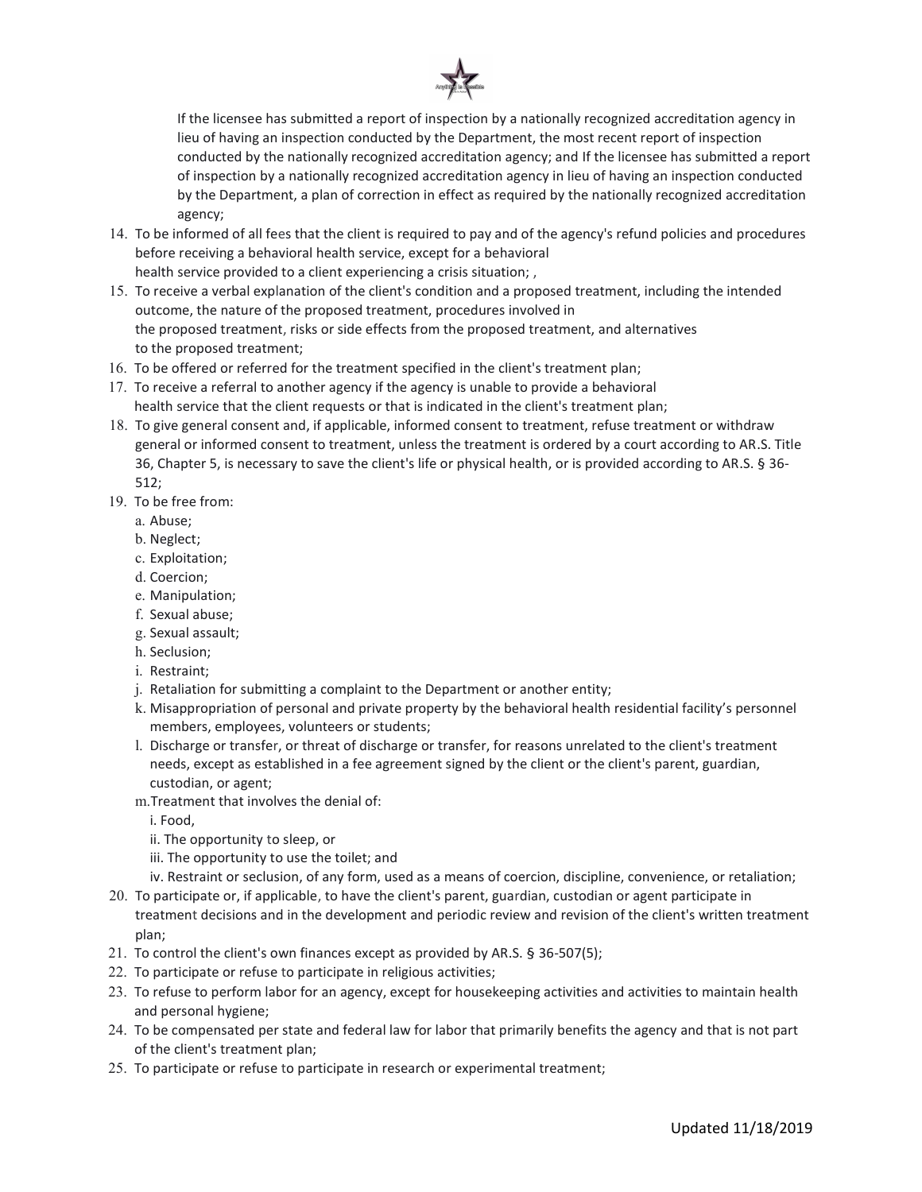If the licensee has submitted a report of inspection by a nationally recognized accreditation agency in lieu of having an inspection conducted by the Department, the most recent report of inspection conducted by the nationally recognized accreditation agency; and If the licensee has submitted a report of inspection by a nationally recognized accreditation agency in lieu of having an inspection conducted by the Department, a plan of correction in effect as required by the nationally recognized accreditation agency;

14. To be informed of all fees that the client is required to pay and of the agency's refund policies and procedures before receiving a behavioral health service, except for a behavioral health service provided to a client experiencing a crisis situation; ,
15. To receive a verbal explanation of the client's condition and a proposed treatment, including the intended outcome, the nature of the proposed treatment, procedures involved in the proposed treatment, risks or side effects from the proposed treatment, and alternatives to the proposed treatment;
16. To be offered or referred for the treatment specified in the client's treatment plan;
17. To receive a referral to another agency if the agency is unable to provide a behavioral health service that the client requests or that is indicated in the client's treatment plan;
18. To give general consent and, if applicable, informed consent to treatment, refuse treatment or withdraw general or informed consent to treatment, unless the treatment is ordered by a court according to AR.S. Title 36, Chapter 5, is necessary to save the client's life or physical health, or is provided according to AR.S. § 36-512;
19. To be free from:
    a. Abuse;
    b. Neglect;
    c. Exploitation;
    d. Coercion;
    e. Manipulation;
    f. Sexual abuse;
    g. Sexual assault;
    h. Seclusion;
    i. Restraint;
    j. Retaliation for submitting a complaint to the Department or another entity;
    k. Misappropriation of personal and private property by the behavioral health residential facility's personnel members, employees, volunteers or students;
    l. Discharge or transfer, or threat of discharge or transfer, for reasons unrelated to the client's treatment needs, except as established in a fee agreement signed by the client or the client's parent, guardian, custodian, or agent;
    m. Treatment that involves the denial of:
       i. Food,
       ii. The opportunity to sleep, or
       iii. The opportunity to use the toilet; and
       iv. Restraint or seclusion, of any form, used as a means of coercion, discipline, convenience, or retaliation;
20. To participate or, if applicable, to have the client's parent, guardian, custodian or agent participate in treatment decisions and in the development and periodic review and revision of the client's written treatment plan;
21. To control the client's own finances except as provided by AR.S. § 36-507(5);
22. To participate or refuse to participate in religious activities;
23. To refuse to perform labor for an agency, except for housekeeping activities and activities to maintain health and personal hygiene;
24. To be compensated per state and federal law for labor that primarily benefits the agency and that is not part of the client's treatment plan;
25. To participate or refuse to participate in research or experimental treatment;

Updated 11/18/2019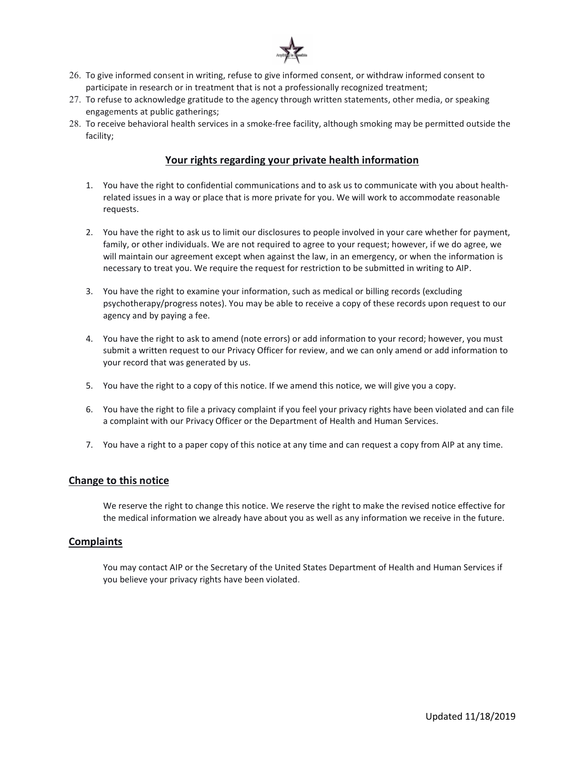26. To give informed consent in writing, refuse to give informed consent, or withdraw informed consent to participate in research or in treatment that is not a professionally recognized treatment;
27. To refuse to acknowledge gratitude to the agency through written statements, other media, or speaking engagements at public gatherings;
28. To receive behavioral health services in a smoke-free facility, although smoking may be permitted outside the facility;

## Your rights regarding your private health information

1. You have the right to confidential communications and to ask us to communicate with you about health-related issues in a way or place that is more private for you. We will work to accommodate reasonable requests.

2. You have the right to ask us to limit our disclosures to people involved in your care whether for payment, family, or other individuals. We are not required to agree to your request; however, if we do agree, we will maintain our agreement except when against the law, in an emergency, or when the information is necessary to treat you. We require the request for restriction to be submitted in writing to AIP.

3. You have the right to examine your information, such as medical or billing records (excluding psychotherapy/progress notes). You may be able to receive a copy of these records upon request to our agency and by paying a fee.

4. You have the right to ask to amend (note errors) or add information to your record; however, you must submit a written request to our Privacy Officer for review, and we can only amend or add information to your record that was generated by us.

5. You have the right to a copy of this notice. If we amend this notice, we will give you a copy.

6. You have the right to file a privacy complaint if you feel your privacy rights have been violated and can file a complaint with our Privacy Officer or the Department of Health and Human Services.

7. You have a right to a paper copy of this notice at any time and can request a copy from AIP at any time.

## Change to this notice

We reserve the right to change this notice. We reserve the right to make the revised notice effective for the medical information we already have about you as well as any information we receive in the future.

## Complaints

You may contact AIP or the Secretary of the United States Department of Health and Human Services if you believe your privacy rights have been violated.

Updated 11/18/2019